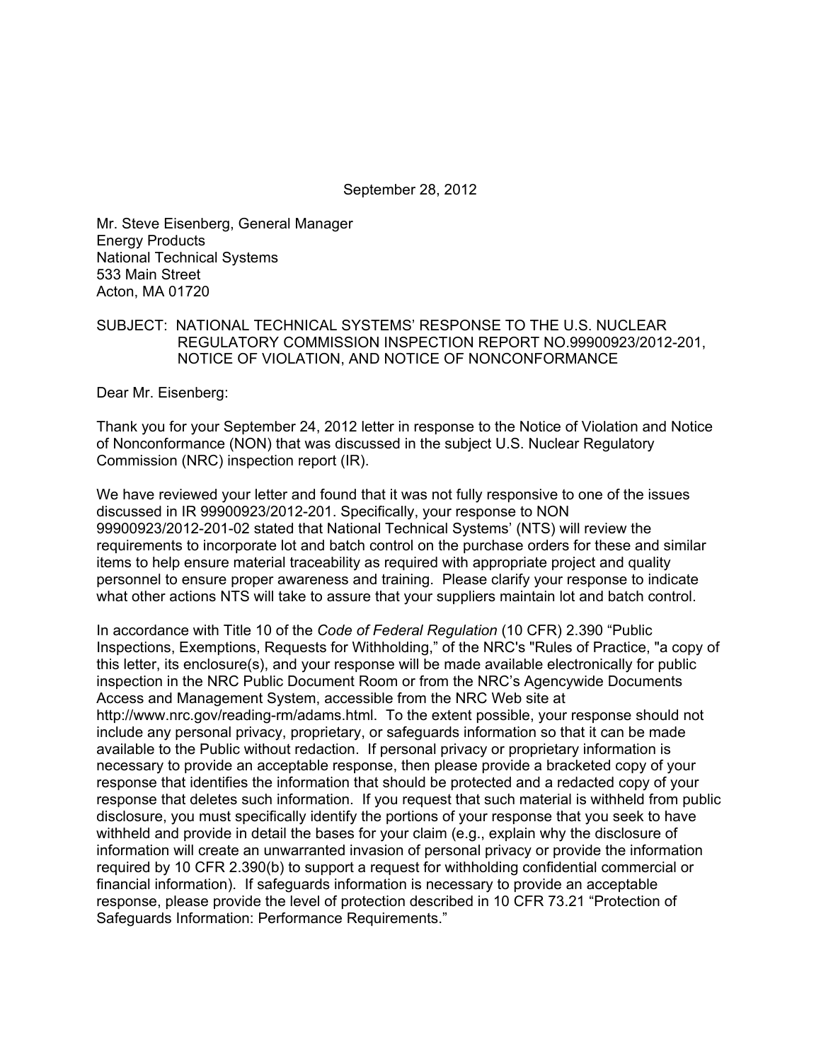September 28, 2012

Mr. Steve Eisenberg, General Manager
Energy Products
National Technical Systems
533 Main Street
Acton, MA 01720

SUBJECT: NATIONAL TECHNICAL SYSTEMS' RESPONSE TO THE U.S. NUCLEAR REGULATORY COMMISSION INSPECTION REPORT NO.99900923/2012-201, NOTICE OF VIOLATION, AND NOTICE OF NONCONFORMANCE

Dear Mr. Eisenberg:

Thank you for your September 24, 2012 letter in response to the Notice of Violation and Notice of Nonconformance (NON) that was discussed in the subject U.S. Nuclear Regulatory Commission (NRC) inspection report (IR).

We have reviewed your letter and found that it was not fully responsive to one of the issues discussed in IR 99900923/2012-201. Specifically, your response to NON 99900923/2012-201-02 stated that National Technical Systems' (NTS) will review the requirements to incorporate lot and batch control on the purchase orders for these and similar items to help ensure material traceability as required with appropriate project and quality personnel to ensure proper awareness and training. Please clarify your response to indicate what other actions NTS will take to assure that your suppliers maintain lot and batch control.

In accordance with Title 10 of the *Code of Federal Regulation* (10 CFR) 2.390 "Public Inspections, Exemptions, Requests for Withholding," of the NRC's "Rules of Practice, "a copy of this letter, its enclosure(s), and your response will be made available electronically for public inspection in the NRC Public Document Room or from the NRC's Agencywide Documents Access and Management System, accessible from the NRC Web site at http://www.nrc.gov/reading-rm/adams.html. To the extent possible, your response should not include any personal privacy, proprietary, or safeguards information so that it can be made available to the Public without redaction. If personal privacy or proprietary information is necessary to provide an acceptable response, then please provide a bracketed copy of your response that identifies the information that should be protected and a redacted copy of your response that deletes such information. If you request that such material is withheld from public disclosure, you must specifically identify the portions of your response that you seek to have withheld and provide in detail the bases for your claim (e.g., explain why the disclosure of information will create an unwarranted invasion of personal privacy or provide the information required by 10 CFR 2.390(b) to support a request for withholding confidential commercial or financial information). If safeguards information is necessary to provide an acceptable response, please provide the level of protection described in 10 CFR 73.21 "Protection of Safeguards Information: Performance Requirements."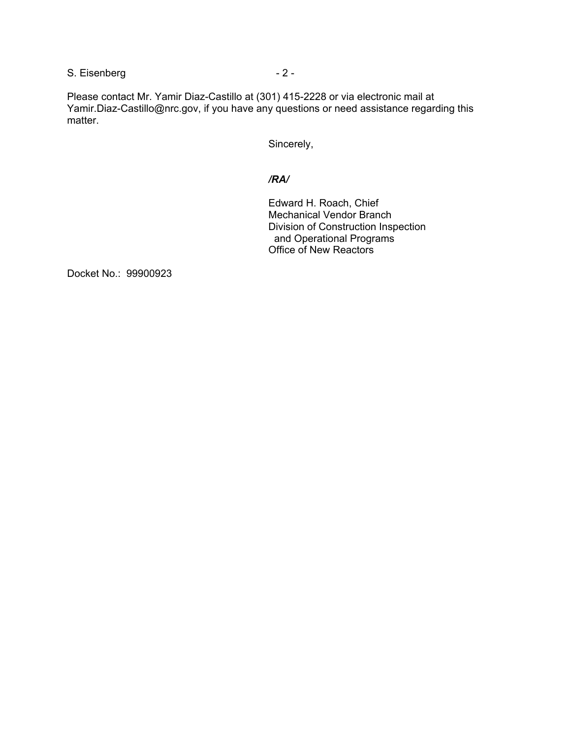Please contact Mr. Yamir Diaz-Castillo at (301) 415-2228 or via electronic mail at Yamir.Diaz-Castillo@nrc.gov, if you have any questions or need assistance regarding this matter.

Sincerely,

***/RA/***

Edward H. Roach, Chief  
Mechanical Vendor Branch  
Division of Construction Inspection  
and Operational Programs  
Office of New Reactors

Docket No.: 99900923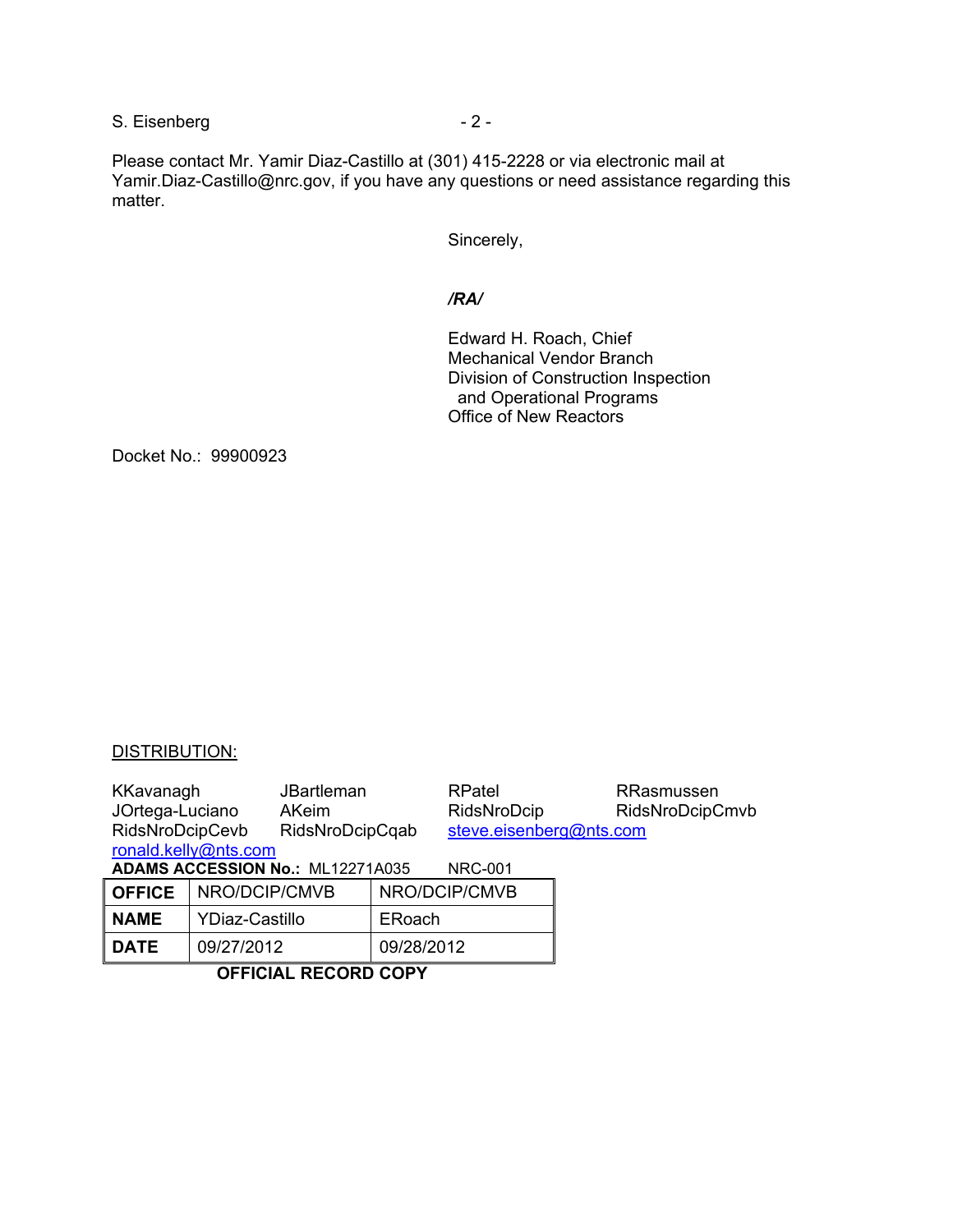Please contact Mr. Yamir Diaz-Castillo at (301) 415-2228 or via electronic mail at Yamir.Diaz-Castillo@nrc.gov, if you have any questions or need assistance regarding this matter.

Sincerely,

*/RA/*

Edward H. Roach, Chief
Mechanical Vendor Branch
Division of Construction Inspection
and Operational Programs
Office of New Reactors

Docket No.: 99900923

DISTRIBUTION:

KKavanagh JBartleman RPatel RRasmussen
JOrtega-Luciano AKeim RidsNroDcip RidsNroDcipCmvb
RidsNroDcipCevb RidsNroDcipCqab steve.eisenberg@nts.com
ronald.kelly@nts.com

**ADAMS ACCESSION No.:** ML12271A035 NRC-001

| | | |
|---|---|---|
| **OFFICE** | NRO/DCIP/CMVB | NRO/DCIP/CMVB |
| **NAME** | YDiaz-Castillo | ERoach |
| **DATE** | 09/27/2012 | 09/28/2012 |

**OFFICIAL RECORD COPY**